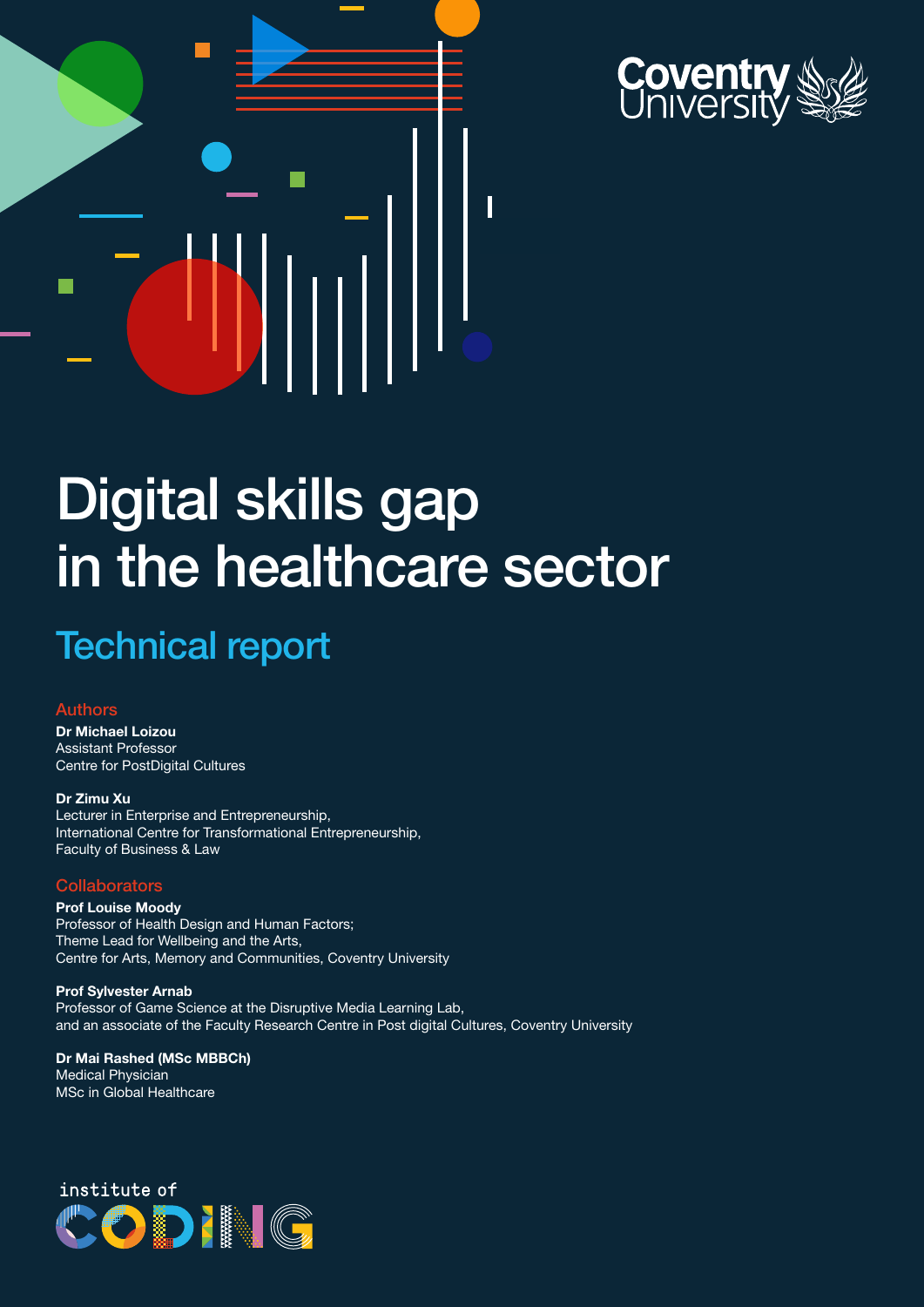# Digital skills gap in the healthcare sector

## Technical report

### Authors

**Dr Michael Loizou**
Assistant Professor
Centre for PostDigital Cultures

**Dr Zimu Xu**
Lecturer in Enterprise and Entrepreneurship,
International Centre for Transformational Entrepreneurship,
Faculty of Business & Law

### Collaborators

**Prof Louise Moody**
Professor of Health Design and Human Factors;
Theme Lead for Wellbeing and the Arts,
Centre for Arts, Memory and Communities, Coventry University

**Prof Sylvester Arnab**
Professor of Game Science at the Disruptive Media Learning Lab,
and an associate of the Faculty Research Centre in Post digital Cultures, Coventry University

**Dr Mai Rashed (MSc MBBCh)**
Medical Physician
MSc in Global Healthcare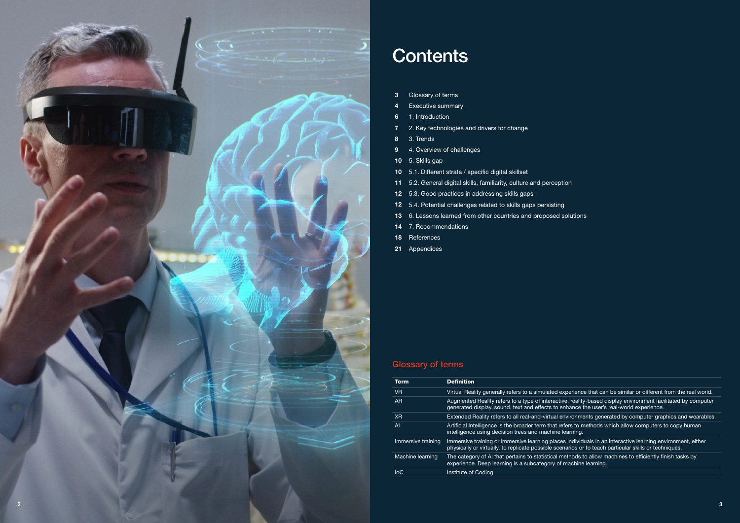# Contents

- **3** Glossary of terms
- **4** Executive summary
- **6** 1. Introduction
- **7** 2. Key technologies and drivers for change
- **8** 3. Trends
- **9** 4. Overview of challenges
- **10** 5. Skills gap
- **10** 5.1. Different strata / specific digital skillset
- **11** 5.2. General digital skills, familiarity, culture and perception
- **12** 5.3. Good practices in addressing skills gaps
- **12** 5.4. Potential challenges related to skills gaps persisting
- **13** 6. Lessons learned from other countries and proposed solutions
- **14** 7. Recommendations
- **18** References
- **21** Appendices

## Glossary of terms

| Term | Definition |
|---|---|
| VR | Virtual Reality generally refers to a simulated experience that can be similar or different from the real world. |
| AR | Augmented Reality refers to a type of interactive, reality-based display environment facilitated by computer generated display, sound, text and effects to enhance the user's real-world experience. |
| XR | Extended Reality refers to all real-and-virtual environments generated by computer graphics and wearables. |
| AI | Artificial Intelligence is the broader term that refers to methods which allow computers to copy human intelligence using decision trees and machine learning. |
| Immersive training | Immersive training or immersive learning places individuals in an interactive learning environment, either physically or virtually, to replicate possible scenarios or to teach particular skills or techniques. |
| Machine learning | The category of AI that pertains to statistical methods to allow machines to efficiently finish tasks by experience. Deep learning is a subcategory of machine learning. |
| IoC | Institute of Coding |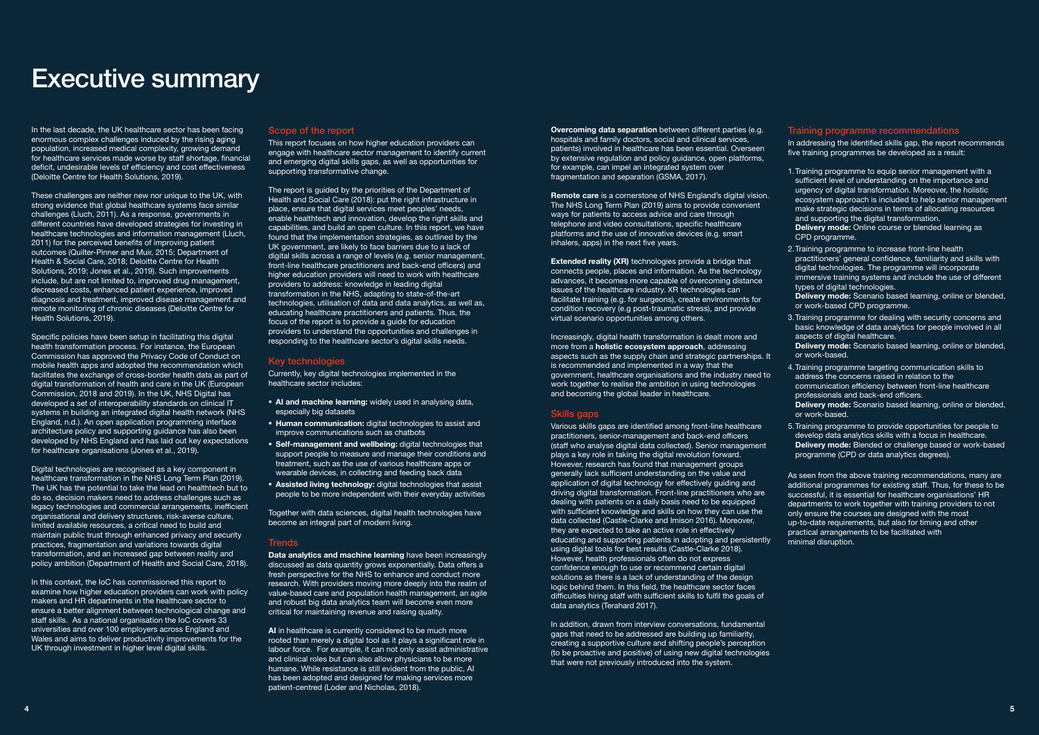# Executive summary

In the last decade, the UK healthcare sector has been facing enormous complex challenges induced by the rising aging population, increased medical complexity, growing demand for healthcare services made worse by staff shortage, financial deficit, undesirable levels of efficiency and cost effectiveness (Deloitte Centre for Health Solutions, 2019).

These challenges are neither new nor unique to the UK, with strong evidence that global healthcare systems face similar challenges (Lluch, 2011). As a response, governments in different countries have developed strategies for investing in healthcare technologies and information management (Lluch, 2011) for the perceived benefits of improving patient outcomes (Quilter-Pinner and Muir, 2015; Department of Health & Social Care, 2018; Deloitte Centre for Health Solutions, 2019; Jones et al., 2019). Such improvements include, but are not limited to, improved drug management, decreased costs, enhanced patient experience, improved diagnosis and treatment, improved disease management and remote monitoring of chronic diseases (Deloitte Centre for Health Solutions, 2019).

Specific policies have been setup in facilitating this digital health transformation process. For instance, the European Commission has approved the Privacy Code of Conduct on mobile health apps and adopted the recommendation which facilitates the exchange of cross-border health data as part of digital transformation of health and care in the UK (European Commission, 2018 and 2019). In the UK, NHS Digital has developed a set of interoperability standards on clinical IT systems in building an integrated digital health network (NHS England, n.d.). An open application programming interface architecture policy and supporting guidance has also been developed by NHS England and has laid out key expectations for healthcare organisations (Jones et al., 2019).

Digital technologies are recognised as a key component in healthcare transformation in the NHS Long Term Plan (2019). The UK has the potential to take the lead on healthtech but to do so, decision makers need to address challenges such as legacy technologies and commercial arrangements, inefficient organisational and delivery structures, risk-averse culture, limited available resources, a critical need to build and maintain public trust through enhanced privacy and security practices, fragmentation and variations towards digital transformation, and an increased gap between reality and policy ambition (Department of Health and Social Care, 2018).

In this context, the IoC has commissioned this report to examine how higher education providers can work with policy makers and HR departments in the healthcare sector to ensure a better alignment between technological change and staff skills. As a national organisation the IoC covers 33 universities and over 100 employers across England and Wales and aims to deliver productivity improvements for the UK through investment in higher level digital skills.

## Scope of the report

This report focuses on how higher education providers can engage with healthcare sector management to identify current and emerging digital skills gaps, as well as opportunities for supporting transformative change.

The report is guided by the priorities of the Department of Health and Social Care (2018): put the right infrastructure in place, ensure that digital services meet peoples' needs, enable healthtech and innovation, develop the right skills and capabilities, and build an open culture. In this report, we have found that the implementation strategies, as outlined by the UK government, are likely to face barriers due to a lack of digital skills across a range of levels (e.g. senior management, front-line healthcare practitioners and back-end officers) and higher education providers will need to work with healthcare providers to address: knowledge in leading digital transformation in the NHS, adapting to state-of-the-art technologies, utilisation of data and data analytics, as well as, educating healthcare practitioners and patients. Thus, the focus of the report is to provide a guide for education providers to understand the opportunities and challenges in responding to the healthcare sector's digital skills needs.

## Key technologies

Currently, key digital technologies implemented in the healthcare sector includes:

- **AI and machine learning:** widely used in analysing data, especially big datasets
- **Human communication:** digital technologies to assist and improve communications such as chatbots
- **Self-management and wellbeing:** digital technologies that support people to measure and manage their conditions and treatment, such as the use of various healthcare apps or wearable devices, in collecting and feeding back data
- **Assisted living technology:** digital technologies that assist people to be more independent with their everyday activities

Together with data sciences, digital health technologies have become an integral part of modern living.

## Trends

**Data analytics and machine learning** have been increasingly discussed as data quantity grows exponentially. Data offers a fresh perspective for the NHS to enhance and conduct more research. With providers moving more deeply into the realm of value-based care and population health management, an agile and robust big data analytics team will become even more critical for maintaining revenue and raising quality.

**AI** in healthcare is currently considered to be much more rooted than merely a digital tool as it plays a significant role in labour force. For example, it can not only assist administrative and clinical roles but can also allow physicians to be more humane. While resistance is still evident from the public, AI has been adopted and designed for making services more patient-centred (Loder and Nicholas, 2018).

**Overcoming data separation** between different parties (e.g. hospitals and family doctors, social and clinical services, patients) involved in healthcare has been essential. Overseen by extensive regulation and policy guidance, open platforms, for example, can impel an integrated system over fragmentation and separation (GSMA, 2017).

**Remote care** is a cornerstone of NHS England's digital vision. The NHS Long Term Plan (2019) aims to provide convenient ways for patients to access advice and care through telephone and video consultations, specific healthcare platforms and the use of innovative devices (e.g. smart inhalers, apps) in the next five years.

**Extended reality (XR)** technologies provide a bridge that connects people, places and information. As the technology advances, it becomes more capable of overcoming distance issues of the healthcare industry. XR technologies can facilitate training (e.g. for surgeons), create environments for condition recovery (e.g post-traumatic stress), and provide virtual scenario opportunities among others.

Increasingly, digital health transformation is dealt more and more from a **holistic ecosystem approach**, addressing aspects such as the supply chain and strategic partnerships. It is recommended and implemented in a way that the government, healthcare organisations and the industry need to work together to realise the ambition in using technologies and becoming the global leader in healthcare.

## Skills gaps

Various skills gaps are identified among front-line healthcare practitioners, senior-management and back-end officers (staff who analyse digital data collected). Senior management plays a key role in taking the digital revolution forward. However, research has found that management groups generally lack sufficient understanding on the value and application of digital technology for effectively guiding and driving digital transformation. Front-line practitioners who are dealing with patients on a daily basis need to be equipped with sufficient knowledge and skills on how they can use the data collected (Castle-Clarke and Imison 2016). Moreover, they are expected to take an active role in effectively educating and supporting patients in adopting and persistently using digital tools for best results (Castle-Clarke 2018). However, health professionals often do not express confidence enough to use or recommend certain digital solutions as there is a lack of understanding of the design logic behind them. In this field, the healthcare sector faces difficulties hiring staff with sufficient skills to fulfil the goals of data analytics (Terahard 2017).

In addition, drawn from interview conversations, fundamental gaps that need to be addressed are building up familiarity, creating a supportive culture and shifting people's perception (to be proactive and positive) of using new digital technologies that were not previously introduced into the system.

## Training programme recommendations

In addressing the identified skills gap, the report recommends five training programmes be developed as a result:

1. Training programme to equip senior management with a sufficient level of understanding on the importance and urgency of digital transformation. Moreover, the holistic ecosystem approach is included to help senior management make strategic decisions in terms of allocating resources and supporting the digital transformation.
   **Delivery mode:** Online course or blended learning as CPD programme.
2. Training programme to increase front-line health practitioners' general confidence, familiarity and skills with digital technologies. The programme will incorporate immersive training systems and include the use of different types of digital technologies.
   **Delivery mode:** Scenario based learning, online or blended, or work-based CPD programme.
3. Training programme for dealing with security concerns and basic knowledge of data analytics for people involved in all aspects of digital healthcare.
   **Delivery mode:** Scenario based learning, online or blended, or work-based.
4. Training programme targeting communication skills to address the concerns raised in relation to the communication efficiency between front-line healthcare professionals and back-end officers.
   **Delivery mode:** Scenario based learning, online or blended, or work-based.
5. Training programme to provide opportunities for people to develop data analytics skills with a focus in healthcare.
   **Delivery mode:** Blended or challenge based or work-based programme (CPD or data analytics degrees).

As seen from the above training recommendations, many are additional programmes for existing staff. Thus, for these to be successful, it is essential for healthcare organisations' HR departments to work together with training providers to not only ensure the courses are designed with the most up-to-date requirements, but also for timing and other practical arrangements to be facilitated with minimal disruption.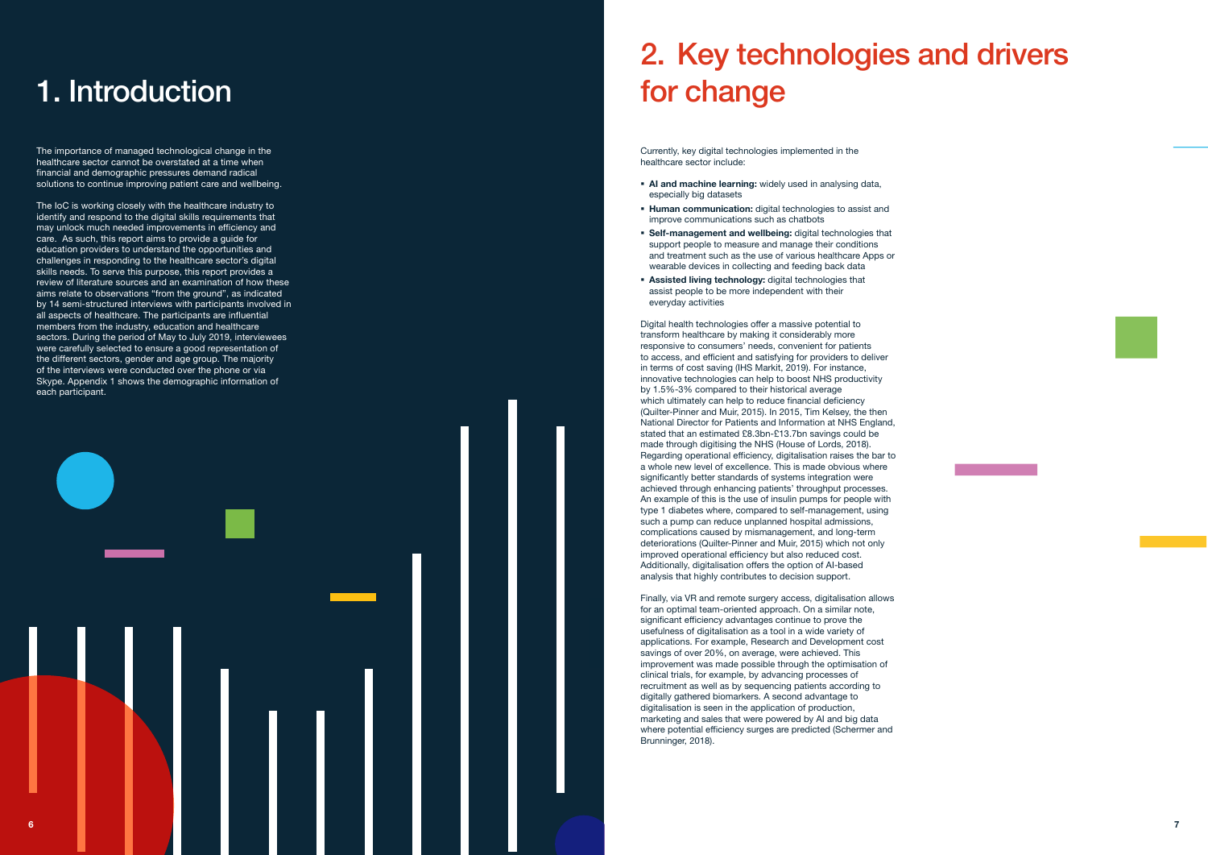# 1. Introduction

The importance of managed technological change in the healthcare sector cannot be overstated at a time when financial and demographic pressures demand radical solutions to continue improving patient care and wellbeing.

The IoC is working closely with the healthcare industry to identify and respond to the digital skills requirements that may unlock much needed improvements in efficiency and care. As such, this report aims to provide a guide for education providers to understand the opportunities and challenges in responding to the healthcare sector's digital skills needs. To serve this purpose, this report provides a review of literature sources and an examination of how these aims relate to observations "from the ground", as indicated by 14 semi-structured interviews with participants involved in all aspects of healthcare. The participants are influential members from the industry, education and healthcare sectors. During the period of May to July 2019, interviewees were carefully selected to ensure a good representation of the different sectors, gender and age group. The majority of the interviews were conducted over the phone or via Skype. Appendix 1 shows the demographic information of each participant.

# 2. Key technologies and drivers for change

Currently, key digital technologies implemented in the healthcare sector include:

- **AI and machine learning:** widely used in analysing data, especially big datasets
- **Human communication:** digital technologies to assist and improve communications such as chatbots
- **Self-management and wellbeing:** digital technologies that support people to measure and manage their conditions and treatment such as the use of various healthcare Apps or wearable devices in collecting and feeding back data
- **Assisted living technology:** digital technologies that assist people to be more independent with their everyday activities

Digital health technologies offer a massive potential to transform healthcare by making it considerably more responsive to consumers' needs, convenient for patients to access, and efficient and satisfying for providers to deliver in terms of cost saving (IHS Markit, 2019). For instance, innovative technologies can help to boost NHS productivity by 1.5%-3% compared to their historical average which ultimately can help to reduce financial deficiency (Quilter-Pinner and Muir, 2015). In 2015, Tim Kelsey, the then National Director for Patients and Information at NHS England, stated that an estimated £8.3bn-£13.7bn savings could be made through digitising the NHS (House of Lords, 2018). Regarding operational efficiency, digitalisation raises the bar to a whole new level of excellence. This is made obvious where significantly better standards of systems integration were achieved through enhancing patients' throughput processes. An example of this is the use of insulin pumps for people with type 1 diabetes where, compared to self-management, using such a pump can reduce unplanned hospital admissions, complications caused by mismanagement, and long-term deteriorations (Quilter-Pinner and Muir, 2015) which not only improved operational efficiency but also reduced cost. Additionally, digitalisation offers the option of AI-based analysis that highly contributes to decision support.

Finally, via VR and remote surgery access, digitalisation allows for an optimal team-oriented approach. On a similar note, significant efficiency advantages continue to prove the usefulness of digitalisation as a tool in a wide variety of applications. For example, Research and Development cost savings of over 20%, on average, were achieved. This improvement was made possible through the optimisation of clinical trials, for example, by advancing processes of recruitment as well as by sequencing patients according to digitally gathered biomarkers. A second advantage to digitalisation is seen in the application of production, marketing and sales that were powered by AI and big data where potential efficiency surges are predicted (Schermer and Brunninger, 2018).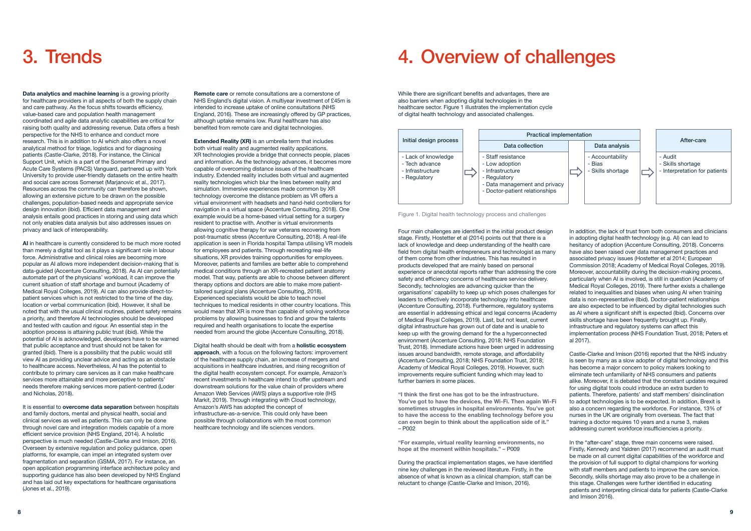# 3. Trends

**Data analytics and machine learning** is a growing priority for healthcare providers in all aspects of both the supply chain and care pathway. As the focus shifts towards efficiency, value-based care and population health management coordinated and agile data analytic capabilities are critical for raising both quality and addressing revenue. Data offers a fresh perspective for the NHS to enhance and conduct more research. This is in addition to AI which also offers a novel analytical method for triage, logistics and for diagnosing patients (Castle-Clarke, 2018). For instance, the Clinical Support Unit, which is a part of the Somerset Primary and Acute Care Systems (PACS) Vanguard, partnered up with York University to provide user-friendly datasets on the entire health and social care across Somerset (Marjanovic et al., 2017). Resources across the community can therefore be shown, allowing an extensive picture to be drawn on the possible challenges, population-based needs and appropriate service design innovation (ibid). Efficient data management and analysis entails good practices in storing and using data which not only enables data analysis but also addresses issues on privacy and lack of interoperability.

**AI** in healthcare is currently considered to be much more rooted than merely a digital tool as it plays a significant role in labour force. Administrative and clinical roles are becoming more popular as AI allows more independent decision-making that is data-guided (Accenture Consulting, 2018). As AI can potentially automate part of the physicians' workload, it can improve the current situation of staff shortage and burnout (Academy of Medical Royal Colleges, 2019). AI can also provide direct-to-patient services which is not restricted to the time of the day, location or verbal communication (ibid). However, it shall be noted that with the usual clinical routines, patient safety remains a priority, and therefore AI technologies should be developed and tested with caution and rigour. An essential step in the adoption process is attaining public trust (ibid). While the potential of AI is acknowledged, developers have to be warned that public acceptance and trust should not be taken for granted (ibid). There is a possibility that the public would still view AI as providing unclear advice and acting as an obstacle to healthcare access. Nevertheless, AI has the potential to contribute to primary care services as it can make healthcare services more attainable and more perceptive to patients' needs therefore making services more patient-centred (Loder and Nicholas, 2018).

It is essential to **overcome data separation** between hospitals and family doctors, mental and physical health, social and clinical services as well as patients. This can only be done through novel care and integration models capable of a more efficient service provision (NHS England, 2014). A holistic perspective is much needed (Castle-Clarke and Imison, 2016). Overseen by extensive regulation and policy guidance, open platforms, for example, can impel an integrated system over fragmentation and separation (GSMA, 2017). For instance, an open application programming interface architecture policy and supporting guidance has also been developed by NHS England and has laid out key expectations for healthcare organisations (Jones et al., 2019).

**Remote care** or remote consultations are a cornerstone of NHS England's digital vision. A multiyear investment of £45m is intended to increase uptake of online consultations (NHS England, 2016). These are increasingly offered by GP practices, although uptake remains low. Rural healthcare has also benefited from remote care and digital technologies.

**Extended Reality (XR)** is an umbrella term that includes both virtual reality and augmented reality applications. XR technologies provide a bridge that connects people, places and information. As the technology advances, it becomes more capable of overcoming distance issues of the healthcare industry. Extended reality includes both virtual and augmented reality technologies which blur the lines between reality and simulation. Immersive experiences made common by XR technology overcome the distance problem as VR offers a virtual environment with headsets and hand-held controllers for navigation in a virtual space (Accenture Consulting, 2018). One example would be a home-based virtual setting for a surgery resident to practise with. Another is virtual environments allowing cognitive therapy for war veterans recovering from post-traumatic stress (Accenture Consulting, 2018). A real-life application is seen in Florida hospital Tampa utilising VR models for employees and patients. Through recreating real-life situations, XR provides training opportunities for employees. Moreover, patients and families are better able to comprehend medical conditions through an XR-recreated patient anatomy model. That way, patients are able to choose between different therapy options and doctors are able to make more patient-tailored surgical plans (Accenture Consulting, 2018). Experienced specialists would be able to teach novel techniques to medical residents in other country locations. This would mean that XR is more than capable of solving workforce problems by allowing businesses to find and grow the talents required and health organisations to locate the expertise needed from around the globe (Accenture Consulting, 2018).

Digital health should be dealt with from a **holistic ecosystem approach**, with a focus on the following factors: improvement of the healthcare supply chain, an increase of mergers and acquisitions in healthcare industries, and rising recognition of the digital health ecosystem concept. For example, Amazon's recent investments in healthcare intend to offer upstream and downstream solutions for the value chain of providers where Amazon Web Services (AWS) plays a supportive role (IHS Markit, 2019). Through integrating with Cloud technology, Amazon's AWS has adopted the concept of infrastructure-as-a-service. This could only have been possible through collaborations with the most common healthcare technology and life sciences vendors.

# 4. Overview of challenges

While there are significant benefits and advantages, there are also barriers when adopting digital technologies in the healthcare sector. Figure 1 illustrates the implementation cycle of digital health technology and associated challenges.

| Initial design process | | Practical implementation: Data collection | | Practical implementation: Data analysis | | After-care |
|---|---|---|---|---|---|---|
| - Lack of knowledge<br>- Tech advance<br>- Infrastructure<br>- Regulatory | ⇨ | - Staff resistance<br>- Low adoption<br>- Infrastructure<br>- Regulatory<br>- Data management and privacy<br>- Doctor-patient relationships | ⇨ | - Accountability<br>- Bias<br>- Skills shortage | ⇨ | - Audit<br>- Skills shortage<br>- Interpretation for patients |

Figure 1. Digital health technology process and challenges

Four main challenges are identified in the initial product design stage. Firstly, Hostetter et al (2014) points out that there is a lack of knowledge and deep understanding of the health care field from digital health entrepreneurs and technologist as many of them come from other industries. This has resulted in products developed that are mainly based on personal experience or anecdotal reports rather than addressing the core safety and efficiency concerns of healthcare service delivery. Secondly, technologies are advancing quicker than the organisations' capability to keep up which poses challenges for leaders to effectively incorporate technology into healthcare (Accenture Consulting, 2018). Furthermore, regulatory systems are essential in addressing ethical and legal concerns (Academy of Medical Royal Colleges, 2019). Last, but not least, current digital infrastructure has grown out of date and is unable to keep up with the growing demand for the a hyperconnected environment (Accenture Consulting, 2018; NHS Foundation Trust, 2018). Immediate actions have been urged in addressing issues around bandwidth, remote storage, and affordability (Accenture Consulting, 2018; NHS Foundation Trust, 2018; Academy of Medical Royal Colleges, 2019). However, such improvements require sufficient funding which may lead to further barriers in some places.

**"I think the first one has got to be the infrastructure. You've got to have the devices, the Wi-Fi. Then again Wi-Fi sometimes struggles in hospital environments. You've got to have the access to the enabling technology before you can even begin to think about the application side of it."** – P002

**"For example, virtual reality learning environments, no hope at the moment within hospitals."** – P009

During the practical implementation stages, we have identified nine key challenges in the reviewed literature. Firstly, in the absence of what is known as a clinical champion, staff can be reluctant to change (Castle-Clarke and Imison, 2016).

In addition, the lack of trust from both consumers and clinicians in adopting digital health technology (e.g. AI) can lead to hesitancy of adoption (Accenture Consulting, 2018). Concerns have also been raised over data management practices and associated privacy issues (Hostetter et al 2014; European Commission 2018; Academy of Medical Royal Colleges, 2019). Moreover, accountability during the decision-making process, particularly when AI is involved, is still in question (Academy of Medical Royal Colleges, 2019). There further exists a challenge related to inequalities and biases when using AI when training data is non-representative (Ibid). Doctor-patient relationships are also expected to be influenced by digital technologies such as AI where a significant shift is expected (Ibid). Concerns over skills shortage have been frequently brought up. Finally, infrastructure and regulatory systems can affect this implementation process (NHS Foundation Trust, 2018; Peters et al 2017).

Castle-Clarke and Imison (2016) reported that the NHS industry is seen by many as a slow adopter of digital technology and this has become a major concern to policy makers looking to eliminate tech unfamiliarity of NHS consumers and patients alike. Moreover, it is debated that the constant updates required for using digital tools could introduce an extra burden to patients. Therefore, patients' and staff members' disinclination to adopt technologies is to be expected. In addition, Brexit is also a concern regarding the workforce. For instance, 13% of nurses in the UK are originally from overseas. The fact that training a doctor requires 10 years and a nurse 3, makes addressing current workforce insufficiencies a priority.

In the "after-care" stage, three main concerns were raised. Firstly, Kennedy and Yaldren (2017) recommend an audit must be made on all current digital capabilities of the workforce and the provision of full support to digital champions for working with staff members and patients to improve the care service. Secondly, skills shortage may also prove to be a challenge in this stage. Challenges were further identified in educating patients and interpreting clinical data for patients (Castle-Clarke and Imison 2016).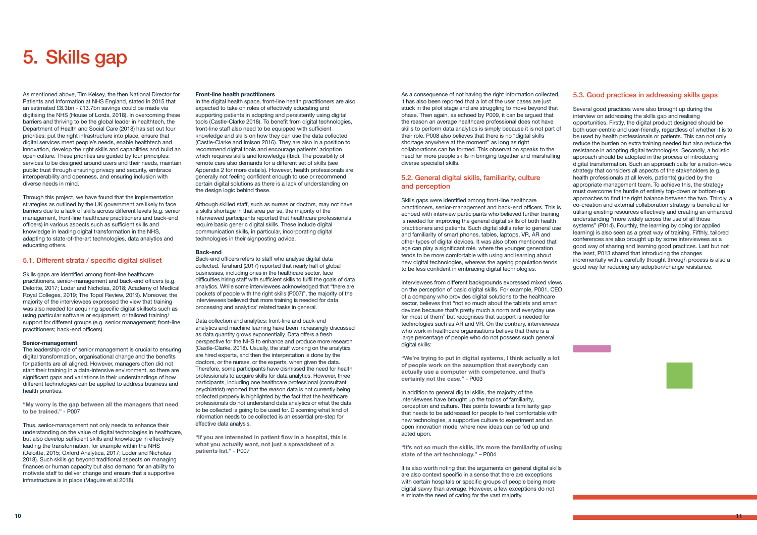# 5. Skills gap

As mentioned above, Tim Kelsey, the then National Director for Patients and Information at NHS England, stated in 2015 that an estimated £8.3bn - £13.7bn savings could be made via digitising the NHS (House of Lords, 2018). In overcoming these barriers and thriving to be the global leader in healthtech, the Department of Health and Social Care (2018) has set out four priorities: put the right infrastructure into place, ensure that digital services meet people's needs, enable healthtech and innovation, develop the right skills and capabilities and build an open culture. These priorities are guided by four principles: services to be designed around users and their needs, maintain public trust through ensuring privacy and security, embrace interoperability and openness, and ensuring inclusion with diverse needs in mind.

Through this project, we have found that the implementation strategies as outlined by the UK government are likely to face barriers due to a lack of skills across different levels (e.g. senior management, front-line healthcare practitioners and back-end officers) in various aspects such as sufficient skills and knowledge in leading digital transformation in the NHS, adapting to state-of-the-art technologies, data analytics and educating others.

## 5.1. Different strata / specific digital skillset

Skills gaps are identified among front-line healthcare practitioners, senior-management and back-end officers (e.g. Deloitte, 2017; Lodar and Nicholas, 2018; Academy of Medical Royal Colleges, 2019; The Topol Review, 2019). Moreover, the majority of the interviewees expressed the view that training was also needed for acquiring specific digital skillsets such as using particular software or equipment, or tailored training/ support for different groups (e.g. senior management; front-line practitioners; back-end officers).

**Senior-management**

The leadership role of senior management is crucial to ensuring digital transformation, organisational change and the benefits for patients are all aligned. However, managers often did not start their training in a data-intensive environment, so there are significant gaps and variations in their understandings of how different technologies can be applied to address business and health priorities.

**"My worry is the gap between all the managers that need to be trained." - P007**

Thus, senior-management not only needs to enhance their understanding on the value of digital technologies in healthcare, but also develop sufficient skills and knowledge in effectively leading the transformation, for example within the NHS (Deloitte, 2015; Oxford Analytica, 2017; Loder and Nicholas 2018). Such skills go beyond traditional aspects on managing finances or human capacity but also demand for an ability to motivate staff to deliver change and ensure that a supportive infrastructure is in place (Maguire et al 2018).

**Front-line health practitioners**

In the digital health space, front-line health practitioners are also expected to take on roles of effectively educating and supporting patients in adopting and persistently using digital tools (Castle-Clarke 2018). To benefit from digital technologies, front-line staff also need to be equipped with sufficient knowledge and skills on how they can use the data collected (Castle-Clarke and Imison 2016). They are also in a position to recommend digital tools and encourage patients' adoption which requires skills and knowledge (Ibid). The possibility of remote care also demands for a different set of skills (see Appendix 2 for more details). However, health professionals are generally not feeling confident enough to use or recommend certain digital solutions as there is a lack of understanding on the design logic behind these.

Although skilled staff, such as nurses or doctors, may not have a skills shortage in that area per se, the majority of the interviewed participants reported that healthcare professionals require basic generic digital skills. These include digital communication skills, in particular, incorporating digital technologies in their signposting advice.

**Back-end**

Back-end officers refers to staff who analyse digital data collected. Terahard (2017) reported that nearly half of global businesses, including ones in the healthcare sector, face difficulties hiring staff with sufficient skills to fulfil the goals of data analytics. While some interviewees acknowledged that "there are pockets of people with the right skills (P007)", the majority of the interviewees believed that more training is needed for data processing and analytics' related tasks in general.

Data collection and analytics: front-line and back-end analytics and machine learning have been increasingly discussed as data quantity grows exponentially. Data offers a fresh perspective for the NHS to enhance and produce more research (Castle-Clarke, 2018). Usually, the staff working on the analytics are hired experts, and then the interpretation is done by the doctors, or the nurses, or the experts, when given the data. Therefore, some participants have dismissed the need for health professionals to acquire skills for data analytics. However, three participants, including one healthcare professional (consultant psychiatrist) reported that the reason data is not currently being collected properly is highlighted by the fact that the healthcare professionals do not understand data analytics or what the data to be collected is going to be used for. Discerning what kind of information needs to be collected is an essential pre-step for effective data analysis.

**"If you are interested in patient flow in a hospital, this is what you actually want, not just a spreadsheet of a patients list." - P007**

As a consequence of not having the right information collected, it has also been reported that a lot of the user cases are just stuck in the pilot stage and are struggling to move beyond that phase. Then again, as echoed by P009, it can be argued that the reason an average healthcare professional does not have skills to perform data analytics is simply because it is not part of their role. P008 also believes that there is no "digital skills shortage anywhere at the moment" as long as right collaborations can be formed. This observation speaks to the need for more people skills in bringing together and marshalling diverse specialist skills.

## 5.2. General digital skills, familiarity, culture and perception

Skills gaps were identified among front-line healthcare practitioners, senior-management and back-end officers. This is echoed with interview participants who believed further training is needed for improving the general digital skills of both health practitioners and patients. Such digital skills refer to general use and familiarity of smart phones, tables, laptops, VR, AR and other types of digital devices. It was also often mentioned that age can play a significant role, where the younger generation tends to be more comfortable with using and learning about new digital technologies, whereas the ageing population tends to be less confident in embracing digital technologies.

Interviewees from different backgrounds expressed mixed views on the perception of basic digital skills. For example, P001, CEO of a company who provides digital solutions to the healthcare sector, believes that "not so much about the tablets and smart devices because that's pretty much a norm and everyday use for most of them" but recognises that support is needed for technologies such as AR and VR. On the contrary, interviewees who work in healthcare organisations believe that there is a large percentage of people who do not possess such general digital skills:

**"We're trying to put in digital systems, I think actually a lot of people work on the assumption that everybody can actually use a computer with competence, and that's certainly not the case." - P003**

In addition to general digital skills, the majority of the interviewees have brought up the topics of familiarity, perception and culture. This points towards a familiarity gap that needs to be addressed for people to feel comfortable with new technologies, a supportive culture to experiment and an open innovation model where new ideas can be fed up and acted upon.

**"It's not so much the skills, it's more the familiarity of using state of the art technology." – P004**

It is also worth noting that the arguments on general digital skills are also context specific in a sense that there are exceptions with certain hospitals or specific groups of people being more digital savvy than average. However, a few exceptions do not eliminate the need of caring for the vast majority.

## 5.3. Good practices in addressing skills gaps

Several good practices were also brought up during the interview on addressing the skills gap and realising opportunities. Firstly, the digital product designed should be both user-centric and user-friendly, regardless of whether it is to be used by health professionals or patients. This can not only reduce the burden on extra training needed but also reduce the resistance in adopting digital technologies. Secondly, a holistic approach should be adopted in the process of introducing digital transformation. Such an approach calls for a nation-wide strategy that considers all aspects of the stakeholders (e.g. health professionals at all levels, patients) guided by the appropriate management team. To achieve this, the strategy must overcome the hurdle of entirely top-down or bottom-up approaches to find the right balance between the two. Thirdly, a co-creation and external collaboration strategy is beneficial for utilising existing resources effectively and creating an enhanced understanding "more widely across the use of all those systems" (P014). Fourthly, the learning by doing (or applied learning) is also seen as a great way of training. Fifthly, tailored conferences are also brought up by some interviewees as a good way of sharing and learning good practices. Last but not the least, P013 shared that introducing the changes incrementally with a carefully thought through process is also a good way for reducing any adoption/change resistance.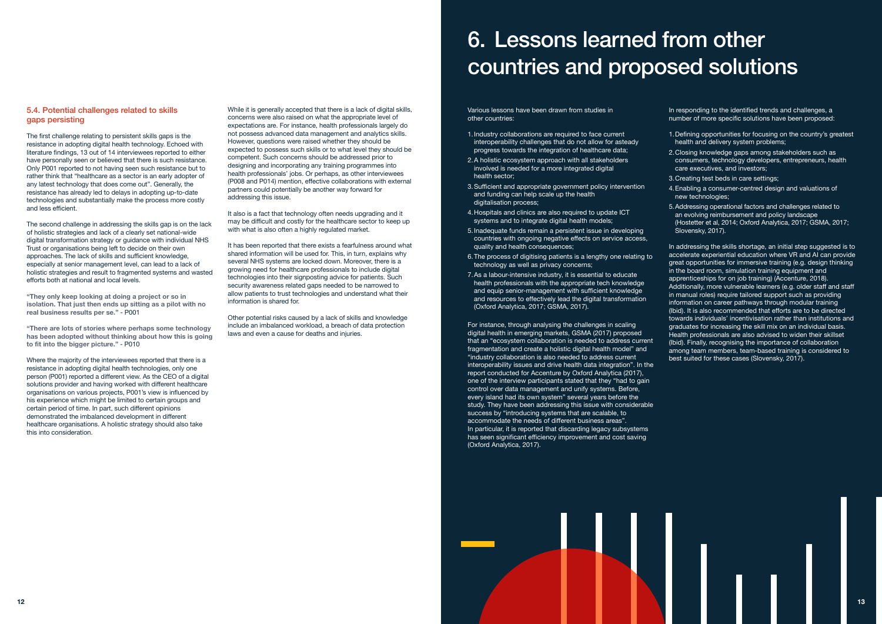### 5.4. Potential challenges related to skills gaps persisting

The first challenge relating to persistent skills gaps is the resistance in adopting digital health technology. Echoed with literature findings, 13 out of 14 interviewees reported to either have personally seen or believed that there is such resistance. Only P001 reported to not having seen such resistance but to rather think that "healthcare as a sector is an early adopter of any latest technology that does come out". Generally, the resistance has already led to delays in adopting up-to-date technologies and substantially make the process more costly and less efficient.

The second challenge in addressing the skills gap is on the lack of holistic strategies and lack of a clearly set national-wide digital transformation strategy or guidance with individual NHS Trust or organisations being left to decide on their own approaches. The lack of skills and sufficient knowledge, especially at senior management level, can lead to a lack of holistic strategies and result to fragmented systems and wasted efforts both at national and local levels.

**"They only keep looking at doing a project or so in isolation. That just then ends up sitting as a pilot with no real business results per se." - P001**

**"There are lots of stories where perhaps some technology has been adopted without thinking about how this is going to fit into the bigger picture." - P010**

Where the majority of the interviewees reported that there is a resistance in adopting digital health technologies, only one person (P001) reported a different view. As the CEO of a digital solutions provider and having worked with different healthcare organisations on various projects, P001's view is influenced by his experience which might be limited to certain groups and certain period of time. In part, such different opinions demonstrated the imbalanced development in different healthcare organisations. A holistic strategy should also take this into consideration.

While it is generally accepted that there is a lack of digital skills, concerns were also raised on what the appropriate level of expectations are. For instance, health professionals largely do not possess advanced data management and analytics skills. However, questions were raised whether they should be expected to possess such skills or to what level they should be competent. Such concerns should be addressed prior to designing and incorporating any training programmes into health professionals' jobs. Or perhaps, as other interviewees (P008 and P014) mention, effective collaborations with external partners could potentially be another way forward for addressing this issue.

It also is a fact that technology often needs upgrading and it may be difficult and costly for the healthcare sector to keep up with what is also often a highly regulated market.

It has been reported that there exists a fearfulness around what shared information will be used for. This, in turn, explains why several NHS systems are locked down. Moreover, there is a growing need for healthcare professionals to include digital technologies into their signposting advice for patients. Such security awareness related gaps needed to be narrowed to allow patients to trust technologies and understand what their information is shared for.

Other potential risks caused by a lack of skills and knowledge include an imbalanced workload, a breach of data protection laws and even a cause for deaths and injuries.

# 6. Lessons learned from other countries and proposed solutions

Various lessons have been drawn from studies in other countries:

1. Industry collaborations are required to face current interoperability challenges that do not allow for asteady progress towards the integration of healthcare data;
2. A holistic ecosystem approach with all stakeholders involved is needed for a more integrated digital health sector;
3. Sufficient and appropriate government policy intervention and funding can help scale up the health digitalisation process;
4. Hospitals and clinics are also required to update ICT systems and to integrate digital health models;
5. Inadequate funds remain a persistent issue in developing countries with ongoing negative effects on service access, quality and health consequences;
6. The process of digitising patients is a lengthy one relating to technology as well as privacy concerns;
7. As a labour-intensive industry, it is essential to educate health professionals with the appropriate tech knowledge and equip senior-management with sufficient knowledge and resources to effectively lead the digital transformation (Oxford Analytica, 2017; GSMA, 2017).

For instance, through analysing the challenges in scaling digital health in emerging markets, GSMA (2017) proposed that an "ecosystem collaboration is needed to address current fragmentation and create a holistic digital health model" and "industry collaboration is also needed to address current interoperability issues and drive health data integration". In the report conducted for Accenture by Oxford Analytica (2017), one of the interview participants stated that they "had to gain control over data management and unify systems. Before, every island had its own system" several years before the study. They have been addressing this issue with considerable success by "introducing systems that are scalable, to accommodate the needs of different business areas". In particular, it is reported that discarding legacy subsystems has seen significant efficiency improvement and cost saving (Oxford Analytica, 2017).

In responding to the identified trends and challenges, a number of more specific solutions have been proposed:

1. Defining opportunities for focusing on the country's greatest health and delivery system problems;
2. Closing knowledge gaps among stakeholders such as consumers, technology developers, entrepreneurs, health care executives, and investors;
3. Creating test beds in care settings;
4. Enabling a consumer-centred design and valuations of new technologies;
5. Addressing operational factors and challenges related to an evolving reimbursement and policy landscape (Hostetter et al, 2014; Oxford Analytica, 2017; GSMA, 2017; Slovensky, 2017).

In addressing the skills shortage, an initial step suggested is to accelerate experiential education where VR and AI can provide great opportunities for immersive training (e.g. design thinking in the board room, simulation training equipment and apprenticeships for on job training) (Accenture, 2018). Additionally, more vulnerable learners (e.g. older staff and staff in manual roles) require tailored support such as providing information on career pathways through modular training (Ibid). It is also recommended that efforts are to be directed towards individuals' incentivisation rather than institutions and graduates for increasing the skill mix on an individual basis. Health professionals are also advised to widen their skillset (Ibid). Finally, recognising the importance of collaboration among team members, team-based training is considered to best suited for these cases (Slovensky, 2017).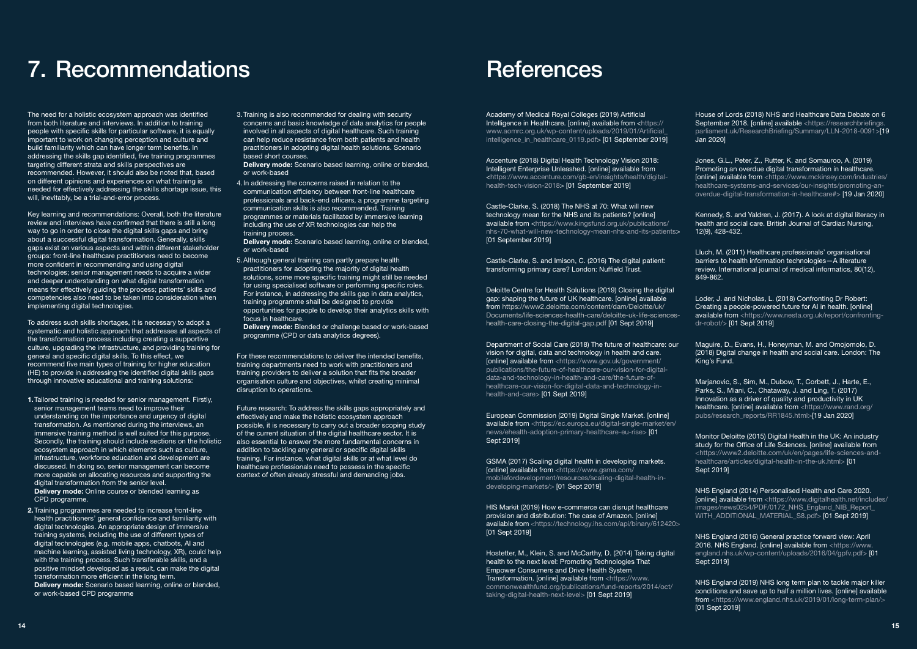# 7. Recommendations

The need for a holistic ecosystem approach was identified from both literature and interviews. In addition to training people with specific skills for particular software, it is equally important to work on changing perception and culture and build familiarity which can have longer term benefits. In addressing the skills gap identified, five training programmes targeting different strata and skills perspectives are recommended. However, it should also be noted that, based on different opinions and experiences on what training is needed for effectively addressing the skills shortage issue, this will, inevitably, be a trial-and-error process.

Key learning and recommendations: Overall, both the literature review and interviews have confirmed that there is still a long way to go in order to close the digital skills gaps and bring about a successful digital transformation. Generally, skills gaps exist on various aspects and within different stakeholder groups: front-line healthcare practitioners need to become more confident in recommending and using digital technologies; senior management needs to acquire a wider and deeper understanding on what digital transformation means for effectively guiding the process; patients' skills and competencies also need to be taken into consideration when implementing digital technologies.

To address such skills shortages, it is necessary to adopt a systematic and holistic approach that addresses all aspects of the transformation process including creating a supportive culture, upgrading the infrastructure, and providing training for general and specific digital skills. To this effect, we recommend five main types of training for higher education (HE) to provide in addressing the identified digital skills gaps through innovative educational and training solutions:

1. Tailored training is needed for senior management. Firstly, senior management teams need to improve their understanding on the importance and urgency of digital transformation. As mentioned during the interviews, an immersive training method is well suited for this purpose. Secondly, the training should include sections on the holistic ecosystem approach in which elements such as culture, infrastructure, workforce education and development are discussed. In doing so, senior management can become more capable on allocating resources and supporting the digital transformation from the senior level.
   **Delivery mode:** Online course or blended learning as CPD programme.
2. Training programmes are needed to increase front-line health practitioners' general confidence and familiarity with digital technologies. An appropriate design of immersive training systems, including the use of different types of digital technologies (e.g. mobile apps, chatbots, AI and machine learning, assisted living technology, XR), could help with the training process. Such transferable skills, and a positive mindset developed as a result, can make the digital transformation more efficient in the long term.
   **Delivery mode:** Scenario based learning, online or blended, or work-based CPD programme
3. Training is also recommended for dealing with security concerns and basic knowledge of data analytics for people involved in all aspects of digital healthcare. Such training can help reduce resistance from both patients and health practitioners in adopting digital health solutions. Scenario based short courses.
   **Delivery mode:** Scenario based learning, online or blended, or work-based
4. In addressing the concerns raised in relation to the communication efficiency between front-line healthcare professionals and back-end officers, a programme targeting communication skills is also recommended. Training programmes or materials facilitated by immersive learning including the use of XR technologies can help the training process.
   **Delivery mode:** Scenario based learning, online or blended, or work-based
5. Although general training can partly prepare health practitioners for adopting the majority of digital health solutions, some more specific training might still be needed for using specialised software or performing specific roles. For instance, in addressing the skills gap in data analytics, training programme shall be designed to provide opportunities for people to develop their analytics skills with focus in healthcare.
   **Delivery mode:** Blended or challenge based or work-based programme (CPD or data analytics degrees).

For these recommendations to deliver the intended benefits, training departments need to work with practitioners and training providers to deliver a solution that fits the broader organisation culture and objectives, whilst creating minimal disruption to operations.

Future research: To address the skills gaps appropriately and effectively and make the holistic ecosystem approach possible, it is necessary to carry out a broader scoping study of the current situation of the digital healthcare sector. It is also essential to answer the more fundamental concerns in addition to tackling any general or specific digital skills training. For instance, what digital skills or at what level do healthcare professionals need to possess in the specific context of often already stressful and demanding jobs.

# References

Academy of Medical Royal Colleges (2019) Artificial Intelligence in Healthcare. [online] available from <https://www.aomrc.org.uk/wp-content/uploads/2019/01/Artificial_intelligence_in_healthcare_0119.pdf> [01 September 2019]

Accenture (2018) Digital Health Technology Vision 2018: Intelligent Enterprise Unleashed. [online] available from <https://www.accenture.com/gb-en/insights/health/digital-health-tech-vision-2018> [01 September 2019]

Castle-Clarke, S. (2018) The NHS at 70: What will new technology mean for the NHS and its patients? [online] available from <https://www.kingsfund.org.uk/publications/nhs-70-what-will-new-technology-mean-nhs-and-its-patients> [01 September 2019]

Castle-Clarke, S. and Imison, C. (2016) The digital patient: transforming primary care? London: Nuffield Trust.

Deloitte Centre for Health Solutions (2019) Closing the digital gap: shaping the future of UK healthcare. [online] available from https://www2.deloitte.com/content/dam/Deloitte/uk/Documents/life-sciences-health-care/deloitte-uk-life-sciences-health-care-closing-the-digital-gap.pdf [01 Sept 2019]

Department of Social Care (2018) The future of healthcare: our vision for digital, data and technology in health and care. [online] available from <https://www.gov.uk/government/publications/the-future-of-healthcare-our-vision-for-digital-data-and-technology-in-health-and-care/the-future-of-healthcare-our-vision-for-digital-data-and-technology-in-health-and-care> [01 Sept 2019]

European Commission (2019) Digital Single Market. [online] available from <https://ec.europa.eu/digital-single-market/en/news/ehealth-adoption-primary-healthcare-eu-rise> [01 Sept 2019]

GSMA (2017) Scaling digital health in developing markets. [online] available from <https://www.gsma.com/mobilefordevelopment/resources/scaling-digital-health-in-developing-markets/> [01 Sept 2019]

HIS Markit (2019) How e-commerce can disrupt healthcare provision and distribution: The case of Amazon. [online] available from <https://technology.ihs.com/api/binary/612420> [01 Sept 2019]

Hostetter, M., Klein, S. and McCarthy, D. (2014) Taking digital health to the next level: Promoting Technologies That Empower Consumers and Drive Health System Transformation. [online] available from <https://www.commonwealthfund.org/publications/fund-reports/2014/oct/taking-digital-health-next-level> [01 Sept 2019]

House of Lords (2018) NHS and Healthcare Data Debate on 6 September 2018. [online] available <https://researchbriefings.parliament.uk/ResearchBriefing/Summary/LLN-2018-0091>[19 Jan 2020]

Jones, G.L., Peter, Z., Rutter, K. and Somauroo, A. (2019) Promoting an overdue digital transformation in healthcare. [online] available from <https://www.mckinsey.com/industries/healthcare-systems-and-services/our-insights/promoting-an-overdue-digital-transformation-in-healthcare#> [19 Jan 2020]

Kennedy, S. and Yaldren, J. (2017). A look at digital literacy in health and social care. British Journal of Cardiac Nursing, 12(9), 428-432.

Lluch, M. (2011) Healthcare professionals' organisational barriers to health information technologies—A literature review. International journal of medical informatics, 80(12), 849-862.

Loder, J. and Nicholas, L. (2018) Confronting Dr Robert: Creating a people-powered future for AI in health. [online] available from <https://www.nesta.org.uk/report/confronting-dr-robot/> [01 Sept 2019]

Maguire, D., Evans, H., Honeyman, M. and Omojomolo, D. (2018) Digital change in health and social care. London: The King's Fund.

Marjanovic, S., Sim, M., Dubow, T., Corbett, J., Harte, E., Parks, S., Miani, C., Chataway, J. and Ling, T. (2017) Innovation as a driver of quality and productivity in UK healthcare. [online] available from <https://www.rand.org/pubs/research_reports/RR1845.html>[19 Jan 2020]

Monitor Deloitte (2015) Digital Health in the UK: An industry study for the Office of Life Sciences. [online] available from <https://www2.deloitte.com/uk/en/pages/life-sciences-and-healthcare/articles/digital-health-in-the-uk.html> [01 Sept 2019]

NHS England (2014) Personalised Health and Care 2020. [online] available from <https://www.digitalhealth.net/includes/images/news0254/PDF/0172_NHS_England_NIB_Report_WITH_ADDITIONAL_MATERIAL_S8.pdf> [01 Sept 2019]

NHS England (2016) General practice forward view: April 2016. NHS England. [online] available from <https://www.england.nhs.uk/wp-content/uploads/2016/04/gpfv.pdf> [01 Sept 2019]

NHS England (2019) NHS long term plan to tackle major killer conditions and save up to half a million lives. [online] available from <https://www.england.nhs.uk/2019/01/long-term-plan/> [01 Sept 2019]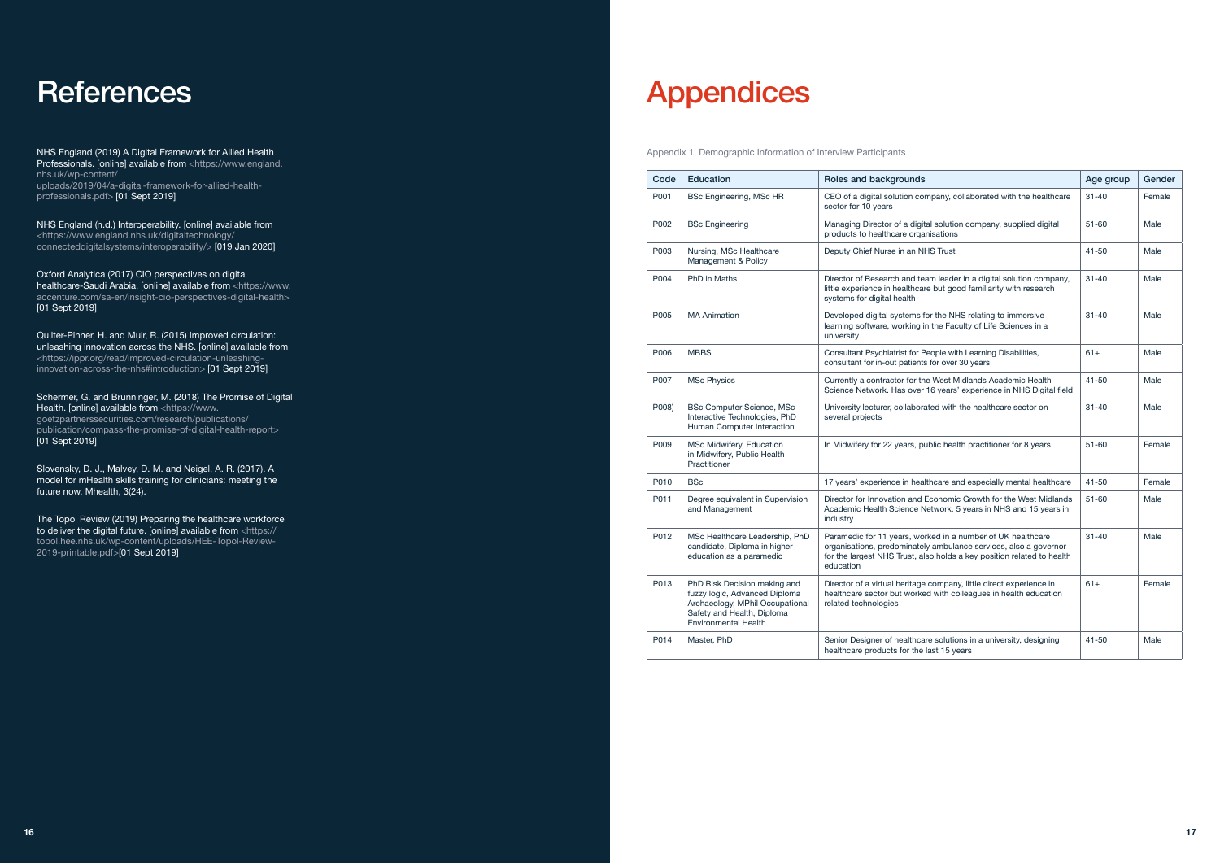# References

NHS England (2019) A Digital Framework for Allied Health Professionals. [online] available from <https://www.england.nhs.uk/wp-content/uploads/2019/04/a-digital-framework-for-allied-health-professionals.pdf> [01 Sept 2019]

NHS England (n.d.) Interoperability. [online] available from <https://www.england.nhs.uk/digitaltechnology/connecteddigitalsystems/interoperability/> [019 Jan 2020]

Oxford Analytica (2017) CIO perspectives on digital healthcare-Saudi Arabia. [online] available from <https://www.accenture.com/sa-en/insight-cio-perspectives-digital-health> [01 Sept 2019]

Quilter-Pinner, H. and Muir, R. (2015) Improved circulation: unleashing innovation across the NHS. [online] available from <https://ippr.org/read/improved-circulation-unleashing-innovation-across-the-nhs#introduction> [01 Sept 2019]

Schermer, G. and Brunninger, M. (2018) The Promise of Digital Health. [online] available from <https://www.goetzpartnerssecurities.com/research/publications/publication/compass-the-promise-of-digital-health-report> [01 Sept 2019]

Slovensky, D. J., Malvey, D. M. and Neigel, A. R. (2017). A model for mHealth skills training for clinicians: meeting the future now. Mhealth, 3(24).

The Topol Review (2019) Preparing the healthcare workforce to deliver the digital future. [online] available from <https://topol.hee.nhs.uk/wp-content/uploads/HEE-Topol-Review-2019-printable.pdf>[01 Sept 2019]

# Appendices

Appendix 1. Demographic Information of Interview Participants

| Code | Education | Roles and backgrounds | Age group | Gender |
|---|---|---|---|---|
| P001 | BSc Engineering, MSc HR | CEO of a digital solution company, collaborated with the healthcare sector for 10 years | 31-40 | Female |
| P002 | BSc Engineering | Managing Director of a digital solution company, supplied digital products to healthcare organisations | 51-60 | Male |
| P003 | Nursing, MSc Healthcare Management & Policy | Deputy Chief Nurse in an NHS Trust | 41-50 | Male |
| P004 | PhD in Maths | Director of Research and team leader in a digital solution company, little experience in healthcare but good familiarity with research systems for digital health | 31-40 | Male |
| P005 | MA Animation | Developed digital systems for the NHS relating to immersive learning software, working in the Faculty of Life Sciences in a university | 31-40 | Male |
| P006 | MBBS | Consultant Psychiatrist for People with Learning Disabilities, consultant for in-out patients for over 30 years | 61+ | Male |
| P007 | MSc Physics | Currently a contractor for the West Midlands Academic Health Science Network. Has over 16 years' experience in NHS Digital field | 41-50 | Male |
| P008) | BSc Computer Science, MSc Interactive Technologies, PhD Human Computer Interaction | University lecturer, collaborated with the healthcare sector on several projects | 31-40 | Male |
| P009 | MSc Midwifery, Education in Midwifery, Public Health Practitioner | In Midwifery for 22 years, public health practitioner for 8 years | 51-60 | Female |
| P010 | BSc | 17 years' experience in healthcare and especially mental healthcare | 41-50 | Female |
| P011 | Degree equivalent in Supervision and Management | Director for Innovation and Economic Growth for the West Midlands Academic Health Science Network, 5 years in NHS and 15 years in industry | 51-60 | Male |
| P012 | MSc Healthcare Leadership, PhD candidate, Diploma in higher education as a paramedic | Paramedic for 11 years, worked in a number of UK healthcare organisations, predominately ambulance services, also a governor for the largest NHS Trust, also holds a key position related to health education | 31-40 | Male |
| P013 | PhD Risk Decision making and fuzzy logic, Advanced Diploma Archaeology, MPhil Occupational Safety and Health, Diploma Environmental Health | Director of a virtual heritage company, little direct experience in healthcare sector but worked with colleagues in health education related technologies | 61+ | Female |
| P014 | Master, PhD | Senior Designer of healthcare solutions in a university, designing healthcare products for the last 15 years | 41-50 | Male |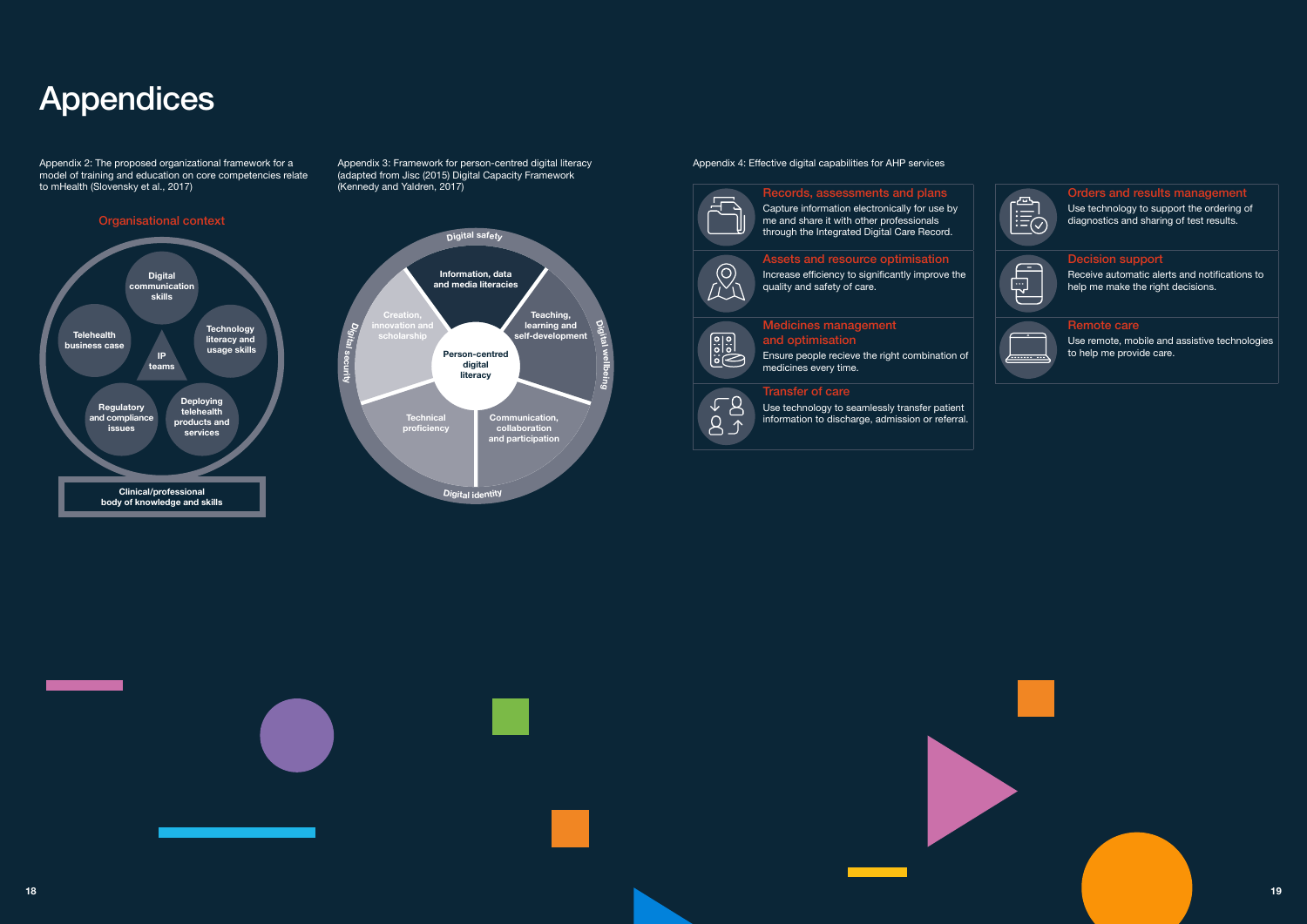# Appendices

Appendix 2: The proposed organizational framework for a model of training and education on core competencies relate to mHealth (Slovensky et al., 2017)

Organisational context

- Digital communication skills
- Technology literacy and usage skills
- Deploying telehealth products and services
- Regulatory and compliance issues
- Telehealth business case
- IP teams

Clinical/professional body of knowledge and skills

Appendix 3: Framework for person-centred digital literacy (adapted from Jisc (2015) Digital Capacity Framework (Kennedy and Yaldren, 2017)

- Person-centred digital literacy
- Information, data and media literacies
- Teaching, learning and self-development
- Communication, collaboration and participation
- Technical proficiency
- Creation, innovation and scholarship
- Digital safety
- Digital wellbeing
- Digital identity
- Digital security

Appendix 4: Effective digital capabilities for AHP services

**Records, assessments and plans**
Capture information electronically for use by me and share it with other professionals through the Integrated Digital Care Record.

**Assets and resource optimisation**
Increase efficiency to significantly improve the quality and safety of care.

**Medicines management and optimisation**
Ensure people recieve the right combination of medicines every time.

**Transfer of care**
Use technology to seamlessly transfer patient information to discharge, admission or referral.

**Orders and results management**
Use technology to support the ordering of diagnostics and sharing of test results.

**Decision support**
Receive automatic alerts and notifications to help me make the right decisions.

**Remote care**
Use remote, mobile and assistive technologies to help me provide care.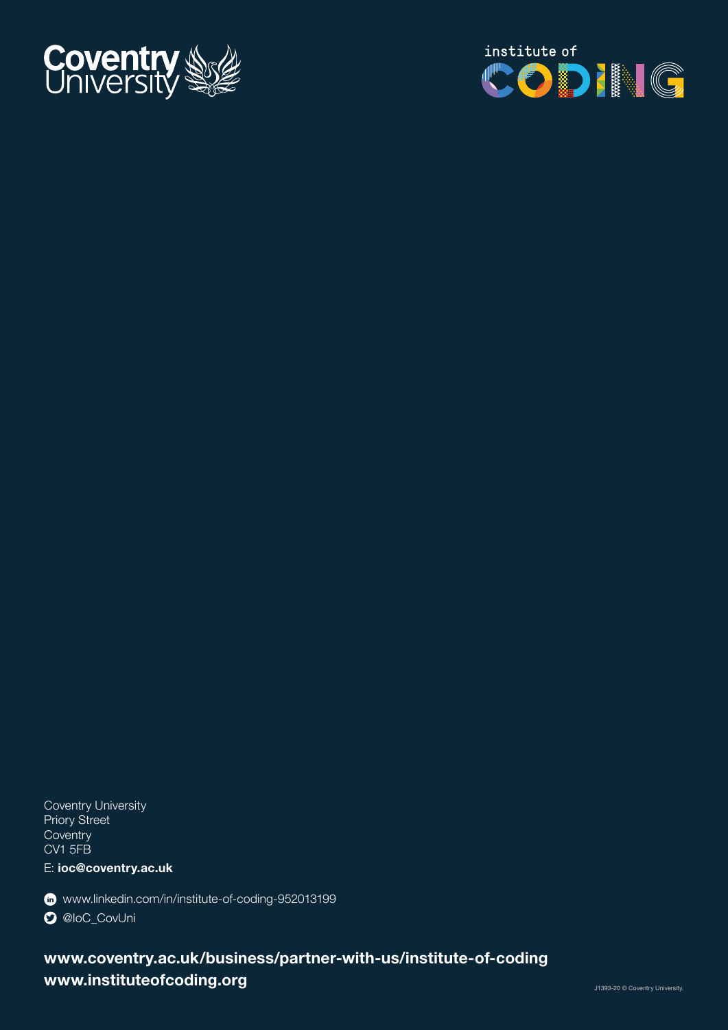Coventry University
Priory Street
Coventry
CV1 5FB

E: **ioc@coventry.ac.uk**

www.linkedin.com/in/institute-of-coding-952013199

@IoC_CovUni

**www.coventry.ac.uk/business/partner-with-us/institute-of-coding**
**www.instituteofcoding.org**

J1393-20 © Coventry University.